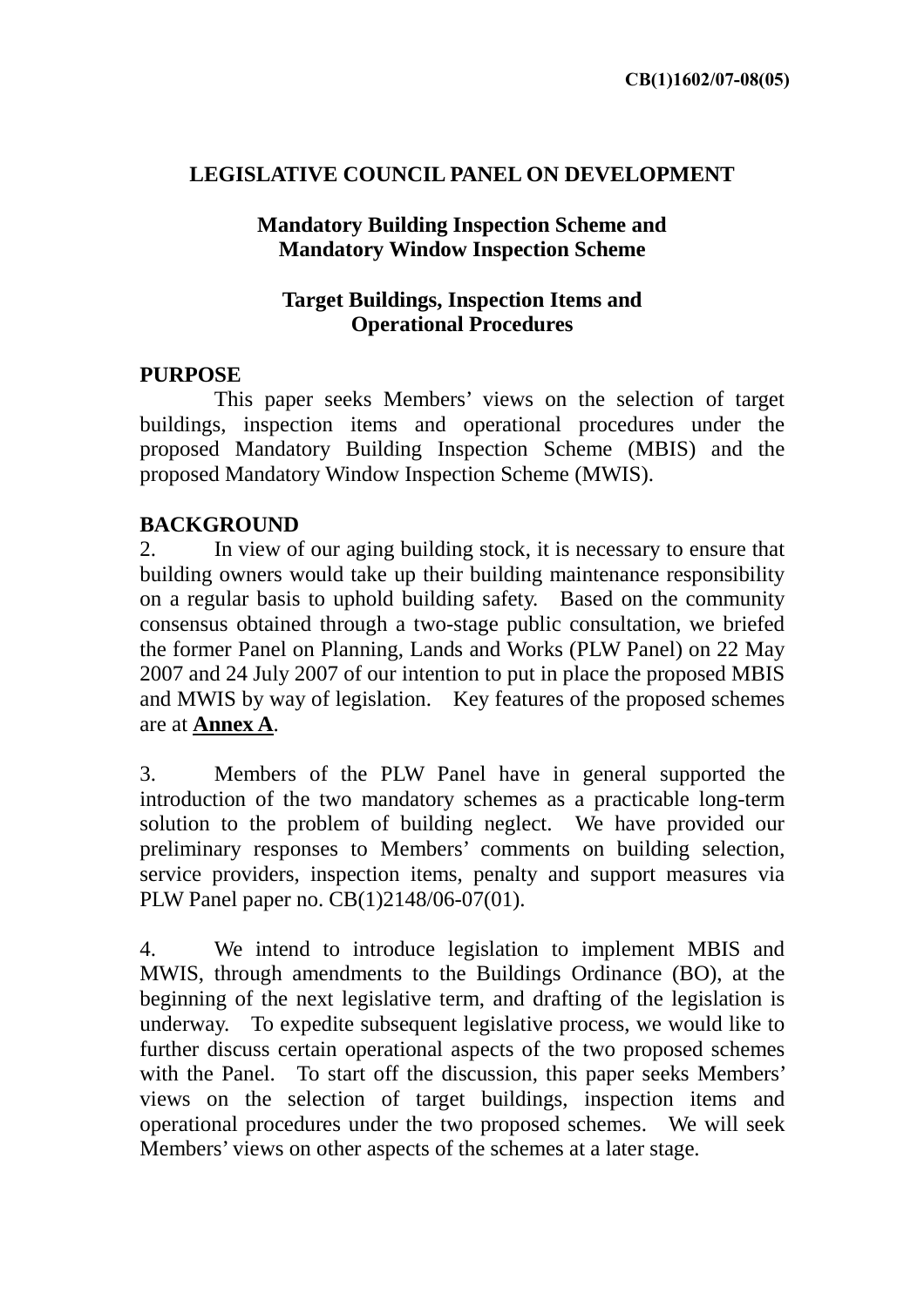CB(1)1602/07-08(05)

# LEGISLATIVE COUNCIL PANEL ON DEVELOPMENT

## Mandatory Building Inspection Scheme and Mandatory Window Inspection Scheme

## Target Buildings, Inspection Items and Operational Procedures

**PURPOSE**

This paper seeks Members' views on the selection of target buildings, inspection items and operational procedures under the proposed Mandatory Building Inspection Scheme (MBIS) and the proposed Mandatory Window Inspection Scheme (MWIS).

**BACKGROUND**

2. In view of our aging building stock, it is necessary to ensure that building owners would take up their building maintenance responsibility on a regular basis to uphold building safety. Based on the community consensus obtained through a two-stage public consultation, we briefed the former Panel on Planning, Lands and Works (PLW Panel) on 22 May 2007 and 24 July 2007 of our intention to put in place the proposed MBIS and MWIS by way of legislation. Key features of the proposed schemes are at **Annex A**.

3. Members of the PLW Panel have in general supported the introduction of the two mandatory schemes as a practicable long-term solution to the problem of building neglect. We have provided our preliminary responses to Members' comments on building selection, service providers, inspection items, penalty and support measures via PLW Panel paper no. CB(1)2148/06-07(01).

4. We intend to introduce legislation to implement MBIS and MWIS, through amendments to the Buildings Ordinance (BO), at the beginning of the next legislative term, and drafting of the legislation is underway. To expedite subsequent legislative process, we would like to further discuss certain operational aspects of the two proposed schemes with the Panel. To start off the discussion, this paper seeks Members' views on the selection of target buildings, inspection items and operational procedures under the two proposed schemes. We will seek Members' views on other aspects of the schemes at a later stage.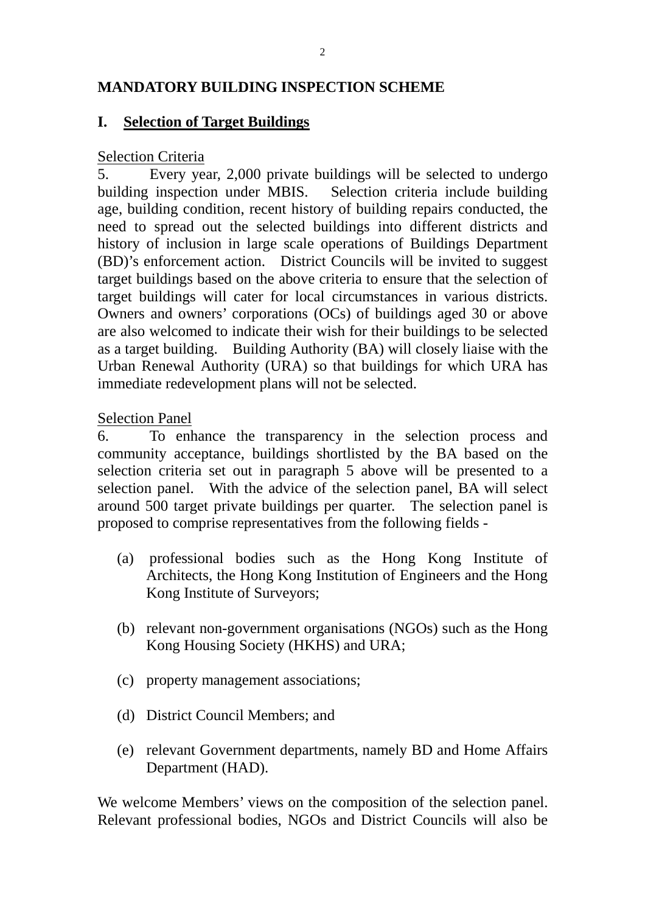## MANDATORY BUILDING INSPECTION SCHEME

### I. Selection of Target Buildings

Selection Criteria

5. Every year, 2,000 private buildings will be selected to undergo building inspection under MBIS. Selection criteria include building age, building condition, recent history of building repairs conducted, the need to spread out the selected buildings into different districts and history of inclusion in large scale operations of Buildings Department (BD)'s enforcement action. District Councils will be invited to suggest target buildings based on the above criteria to ensure that the selection of target buildings will cater for local circumstances in various districts. Owners and owners' corporations (OCs) of buildings aged 30 or above are also welcomed to indicate their wish for their buildings to be selected as a target building. Building Authority (BA) will closely liaise with the Urban Renewal Authority (URA) so that buildings for which URA has immediate redevelopment plans will not be selected.

Selection Panel

6. To enhance the transparency in the selection process and community acceptance, buildings shortlisted by the BA based on the selection criteria set out in paragraph 5 above will be presented to a selection panel. With the advice of the selection panel, BA will select around 500 target private buildings per quarter. The selection panel is proposed to comprise representatives from the following fields -

(a) professional bodies such as the Hong Kong Institute of Architects, the Hong Kong Institution of Engineers and the Hong Kong Institute of Surveyors;

(b) relevant non-government organisations (NGOs) such as the Hong Kong Housing Society (HKHS) and URA;

(c) property management associations;

(d) District Council Members; and

(e) relevant Government departments, namely BD and Home Affairs Department (HAD).

We welcome Members' views on the composition of the selection panel. Relevant professional bodies, NGOs and District Councils will also be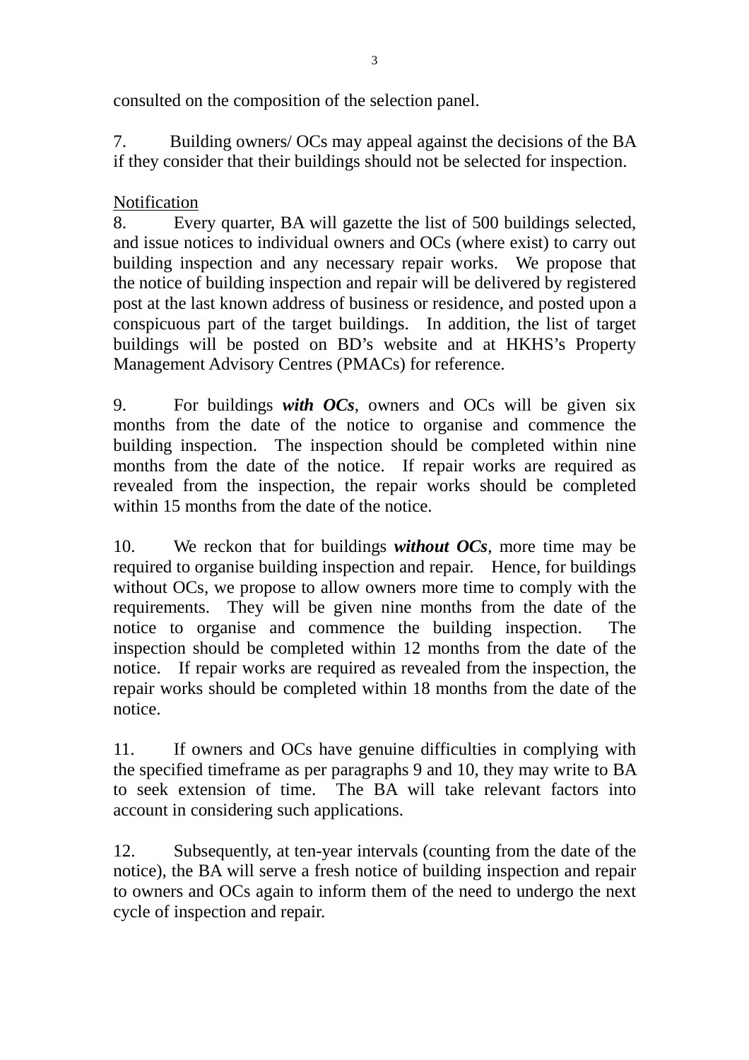consulted on the composition of the selection panel.

7. Building owners/ OCs may appeal against the decisions of the BA if they consider that their buildings should not be selected for inspection.

Notification

8. Every quarter, BA will gazette the list of 500 buildings selected, and issue notices to individual owners and OCs (where exist) to carry out building inspection and any necessary repair works. We propose that the notice of building inspection and repair will be delivered by registered post at the last known address of business or residence, and posted upon a conspicuous part of the target buildings. In addition, the list of target buildings will be posted on BD's website and at HKHS's Property Management Advisory Centres (PMACs) for reference.

9. For buildings ***with OCs***, owners and OCs will be given six months from the date of the notice to organise and commence the building inspection. The inspection should be completed within nine months from the date of the notice. If repair works are required as revealed from the inspection, the repair works should be completed within 15 months from the date of the notice.

10. We reckon that for buildings ***without OCs***, more time may be required to organise building inspection and repair. Hence, for buildings without OCs, we propose to allow owners more time to comply with the requirements. They will be given nine months from the date of the notice to organise and commence the building inspection. The inspection should be completed within 12 months from the date of the notice. If repair works are required as revealed from the inspection, the repair works should be completed within 18 months from the date of the notice.

11. If owners and OCs have genuine difficulties in complying with the specified timeframe as per paragraphs 9 and 10, they may write to BA to seek extension of time. The BA will take relevant factors into account in considering such applications.

12. Subsequently, at ten-year intervals (counting from the date of the notice), the BA will serve a fresh notice of building inspection and repair to owners and OCs again to inform them of the need to undergo the next cycle of inspection and repair.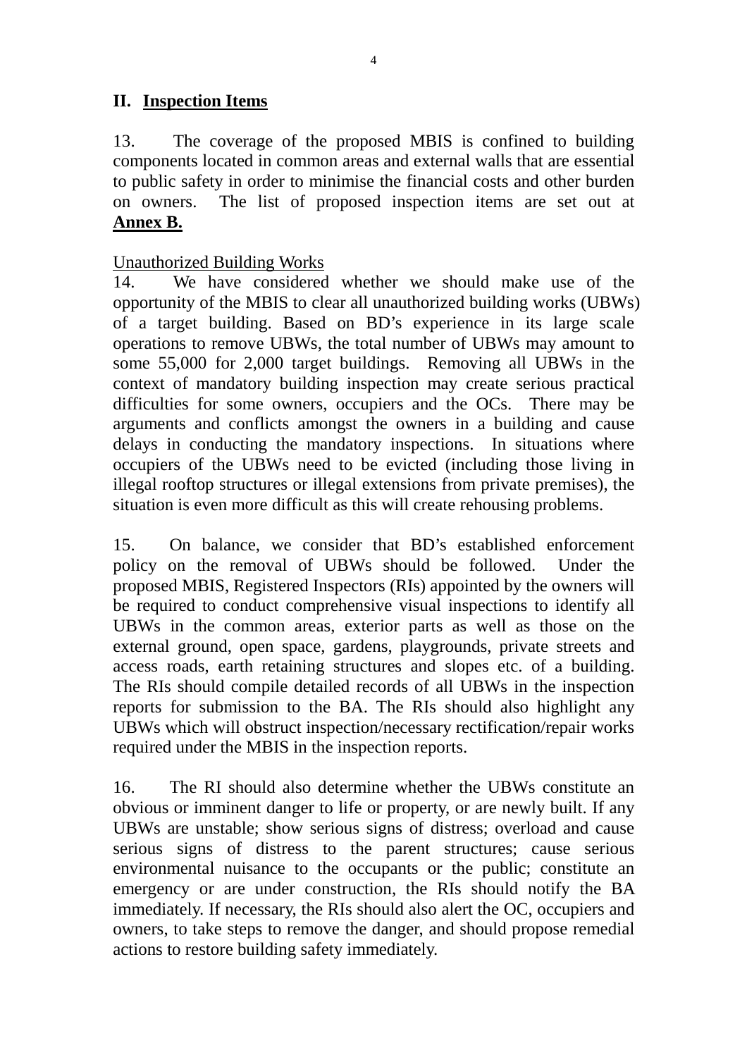## II. Inspection Items

13. The coverage of the proposed MBIS is confined to building components located in common areas and external walls that are essential to public safety in order to minimise the financial costs and other burden on owners. The list of proposed inspection items are set out at **Annex B.**

Unauthorized Building Works

14. We have considered whether we should make use of the opportunity of the MBIS to clear all unauthorized building works (UBWs) of a target building. Based on BD's experience in its large scale operations to remove UBWs, the total number of UBWs may amount to some 55,000 for 2,000 target buildings. Removing all UBWs in the context of mandatory building inspection may create serious practical difficulties for some owners, occupiers and the OCs. There may be arguments and conflicts amongst the owners in a building and cause delays in conducting the mandatory inspections. In situations where occupiers of the UBWs need to be evicted (including those living in illegal rooftop structures or illegal extensions from private premises), the situation is even more difficult as this will create rehousing problems.

15. On balance, we consider that BD's established enforcement policy on the removal of UBWs should be followed. Under the proposed MBIS, Registered Inspectors (RIs) appointed by the owners will be required to conduct comprehensive visual inspections to identify all UBWs in the common areas, exterior parts as well as those on the external ground, open space, gardens, playgrounds, private streets and access roads, earth retaining structures and slopes etc. of a building. The RIs should compile detailed records of all UBWs in the inspection reports for submission to the BA. The RIs should also highlight any UBWs which will obstruct inspection/necessary rectification/repair works required under the MBIS in the inspection reports.

16. The RI should also determine whether the UBWs constitute an obvious or imminent danger to life or property, or are newly built. If any UBWs are unstable; show serious signs of distress; overload and cause serious signs of distress to the parent structures; cause serious environmental nuisance to the occupants or the public; constitute an emergency or are under construction, the RIs should notify the BA immediately. If necessary, the RIs should also alert the OC, occupiers and owners, to take steps to remove the danger, and should propose remedial actions to restore building safety immediately.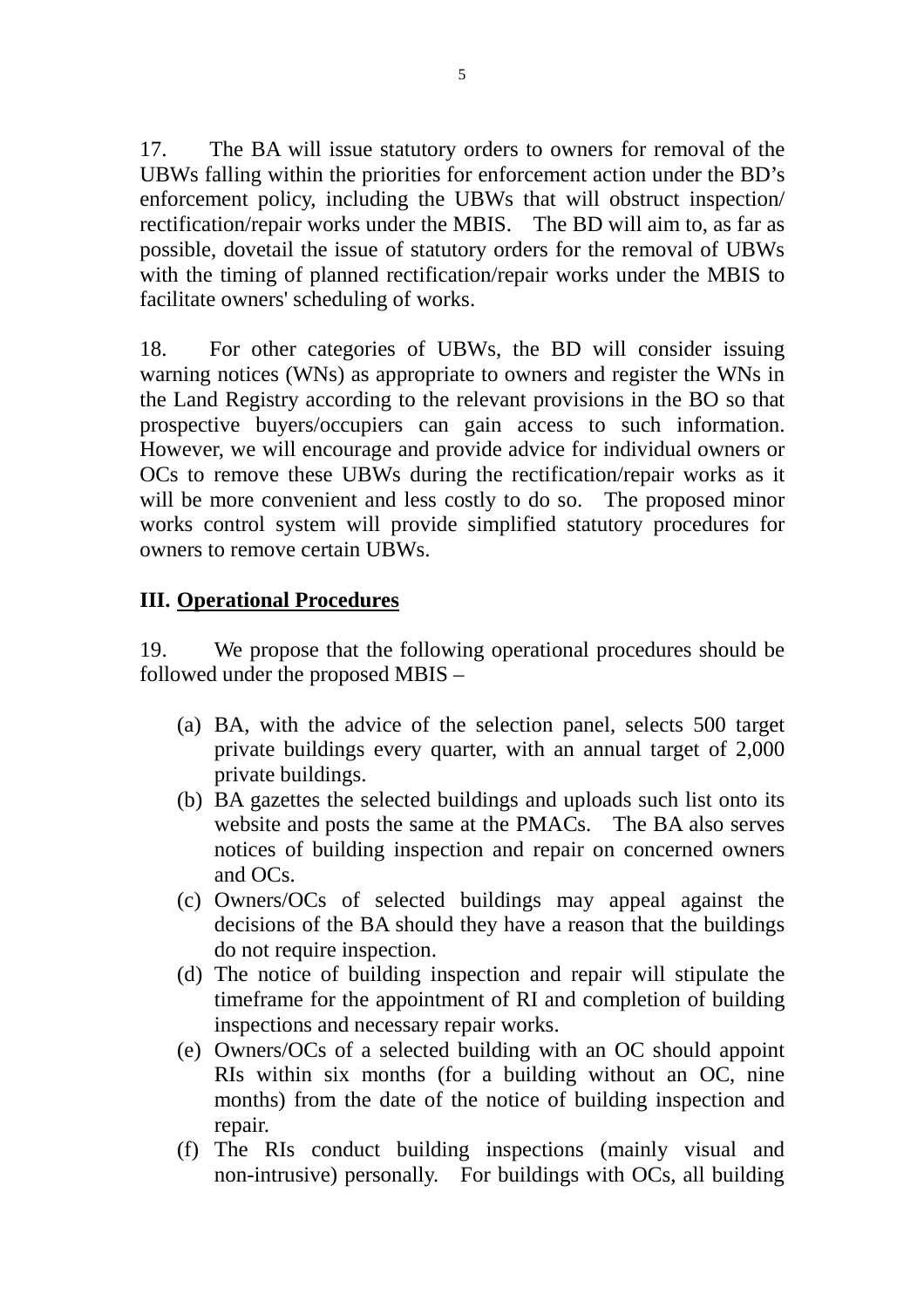17. The BA will issue statutory orders to owners for removal of the UBWs falling within the priorities for enforcement action under the BD's enforcement policy, including the UBWs that will obstruct inspection/ rectification/repair works under the MBIS. The BD will aim to, as far as possible, dovetail the issue of statutory orders for the removal of UBWs with the timing of planned rectification/repair works under the MBIS to facilitate owners' scheduling of works.

18. For other categories of UBWs, the BD will consider issuing warning notices (WNs) as appropriate to owners and register the WNs in the Land Registry according to the relevant provisions in the BO so that prospective buyers/occupiers can gain access to such information. However, we will encourage and provide advice for individual owners or OCs to remove these UBWs during the rectification/repair works as it will be more convenient and less costly to do so. The proposed minor works control system will provide simplified statutory procedures for owners to remove certain UBWs.

## III. Operational Procedures

19. We propose that the following operational procedures should be followed under the proposed MBIS –

(a) BA, with the advice of the selection panel, selects 500 target private buildings every quarter, with an annual target of 2,000 private buildings.
(b) BA gazettes the selected buildings and uploads such list onto its website and posts the same at the PMACs. The BA also serves notices of building inspection and repair on concerned owners and OCs.
(c) Owners/OCs of selected buildings may appeal against the decisions of the BA should they have a reason that the buildings do not require inspection.
(d) The notice of building inspection and repair will stipulate the timeframe for the appointment of RI and completion of building inspections and necessary repair works.
(e) Owners/OCs of a selected building with an OC should appoint RIs within six months (for a building without an OC, nine months) from the date of the notice of building inspection and repair.
(f) The RIs conduct building inspections (mainly visual and non-intrusive) personally. For buildings with OCs, all building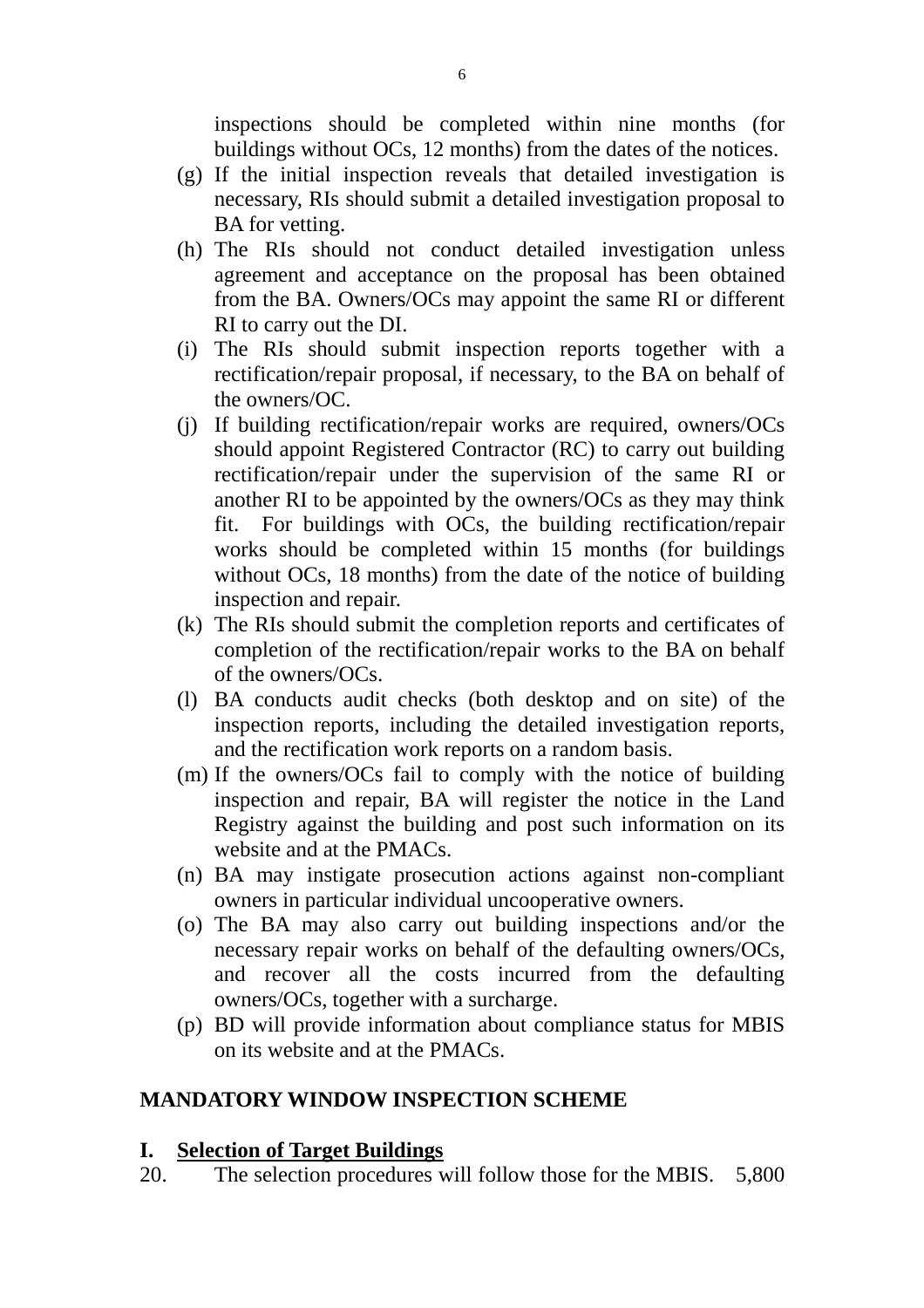inspections should be completed within nine months (for buildings without OCs, 12 months) from the dates of the notices.

(g) If the initial inspection reveals that detailed investigation is necessary, RIs should submit a detailed investigation proposal to BA for vetting.

(h) The RIs should not conduct detailed investigation unless agreement and acceptance on the proposal has been obtained from the BA. Owners/OCs may appoint the same RI or different RI to carry out the DI.

(i) The RIs should submit inspection reports together with a rectification/repair proposal, if necessary, to the BA on behalf of the owners/OC.

(j) If building rectification/repair works are required, owners/OCs should appoint Registered Contractor (RC) to carry out building rectification/repair under the supervision of the same RI or another RI to be appointed by the owners/OCs as they may think fit. For buildings with OCs, the building rectification/repair works should be completed within 15 months (for buildings without OCs, 18 months) from the date of the notice of building inspection and repair.

(k) The RIs should submit the completion reports and certificates of completion of the rectification/repair works to the BA on behalf of the owners/OCs.

(l) BA conducts audit checks (both desktop and on site) of the inspection reports, including the detailed investigation reports, and the rectification work reports on a random basis.

(m) If the owners/OCs fail to comply with the notice of building inspection and repair, BA will register the notice in the Land Registry against the building and post such information on its website and at the PMACs.

(n) BA may instigate prosecution actions against non-compliant owners in particular individual uncooperative owners.

(o) The BA may also carry out building inspections and/or the necessary repair works on behalf of the defaulting owners/OCs, and recover all the costs incurred from the defaulting owners/OCs, together with a surcharge.

(p) BD will provide information about compliance status for MBIS on its website and at the PMACs.

## MANDATORY WINDOW INSPECTION SCHEME

### I. Selection of Target Buildings

20. The selection procedures will follow those for the MBIS. 5,800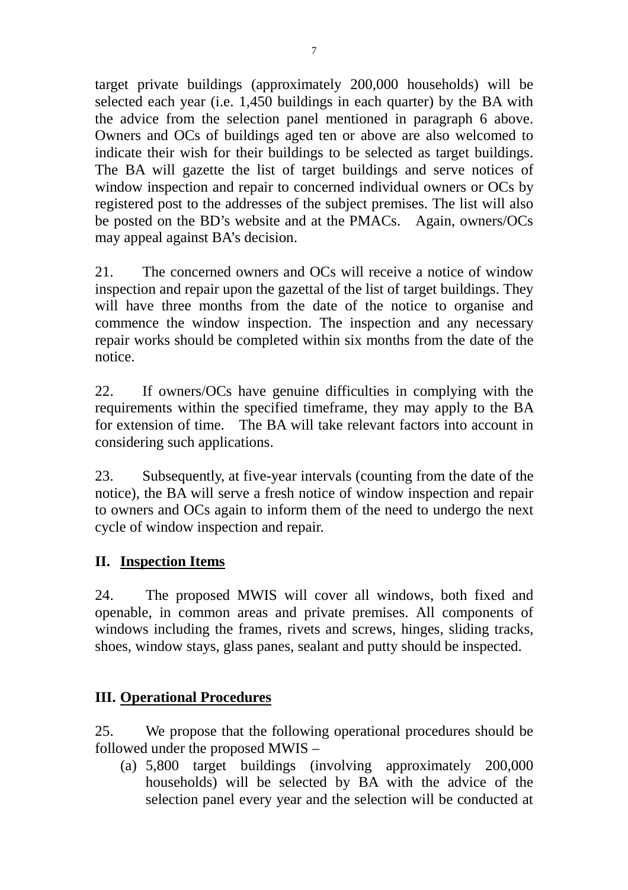target private buildings (approximately 200,000 households) will be selected each year (i.e. 1,450 buildings in each quarter) by the BA with the advice from the selection panel mentioned in paragraph 6 above. Owners and OCs of buildings aged ten or above are also welcomed to indicate their wish for their buildings to be selected as target buildings. The BA will gazette the list of target buildings and serve notices of window inspection and repair to concerned individual owners or OCs by registered post to the addresses of the subject premises. The list will also be posted on the BD's website and at the PMACs. Again, owners/OCs may appeal against BA's decision.

21. The concerned owners and OCs will receive a notice of window inspection and repair upon the gazettal of the list of target buildings. They will have three months from the date of the notice to organise and commence the window inspection. The inspection and any necessary repair works should be completed within six months from the date of the notice.

22. If owners/OCs have genuine difficulties in complying with the requirements within the specified timeframe, they may apply to the BA for extension of time. The BA will take relevant factors into account in considering such applications.

23. Subsequently, at five-year intervals (counting from the date of the notice), the BA will serve a fresh notice of window inspection and repair to owners and OCs again to inform them of the need to undergo the next cycle of window inspection and repair.

## II. Inspection Items

24. The proposed MWIS will cover all windows, both fixed and openable, in common areas and private premises. All components of windows including the frames, rivets and screws, hinges, sliding tracks, shoes, window stays, glass panes, sealant and putty should be inspected.

## III. Operational Procedures

25. We propose that the following operational procedures should be followed under the proposed MWIS –

(a) 5,800 target buildings (involving approximately 200,000 households) will be selected by BA with the advice of the selection panel every year and the selection will be conducted at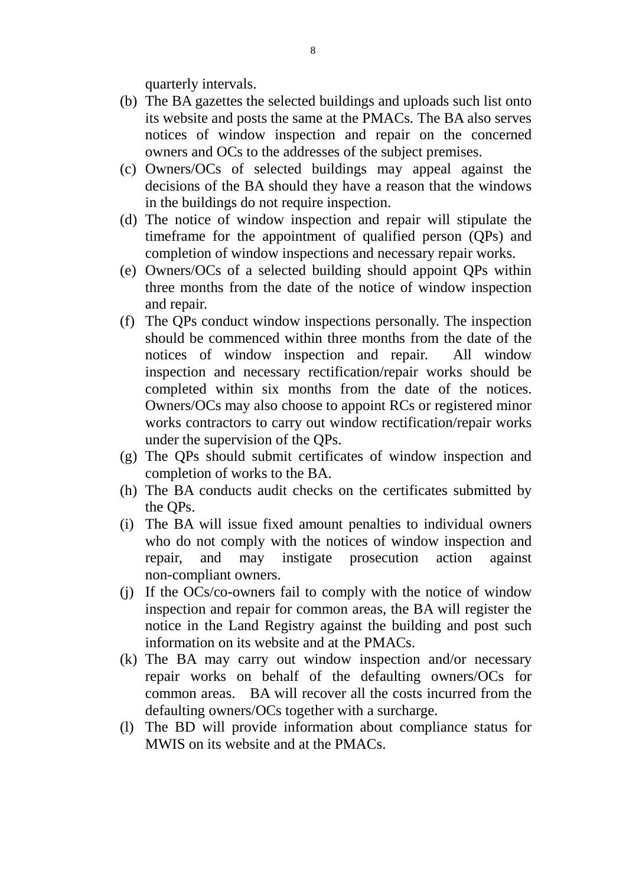quarterly intervals.

(b) The BA gazettes the selected buildings and uploads such list onto its website and posts the same at the PMACs. The BA also serves notices of window inspection and repair on the concerned owners and OCs to the addresses of the subject premises.

(c) Owners/OCs of selected buildings may appeal against the decisions of the BA should they have a reason that the windows in the buildings do not require inspection.

(d) The notice of window inspection and repair will stipulate the timeframe for the appointment of qualified person (QPs) and completion of window inspections and necessary repair works.

(e) Owners/OCs of a selected building should appoint QPs within three months from the date of the notice of window inspection and repair.

(f) The QPs conduct window inspections personally. The inspection should be commenced within three months from the date of the notices of window inspection and repair. All window inspection and necessary rectification/repair works should be completed within six months from the date of the notices. Owners/OCs may also choose to appoint RCs or registered minor works contractors to carry out window rectification/repair works under the supervision of the QPs.

(g) The QPs should submit certificates of window inspection and completion of works to the BA.

(h) The BA conducts audit checks on the certificates submitted by the QPs.

(i) The BA will issue fixed amount penalties to individual owners who do not comply with the notices of window inspection and repair, and may instigate prosecution action against non-compliant owners.

(j) If the OCs/co-owners fail to comply with the notice of window inspection and repair for common areas, the BA will register the notice in the Land Registry against the building and post such information on its website and at the PMACs.

(k) The BA may carry out window inspection and/or necessary repair works on behalf of the defaulting owners/OCs for common areas. BA will recover all the costs incurred from the defaulting owners/OCs together with a surcharge.

(l) The BD will provide information about compliance status for MWIS on its website and at the PMACs.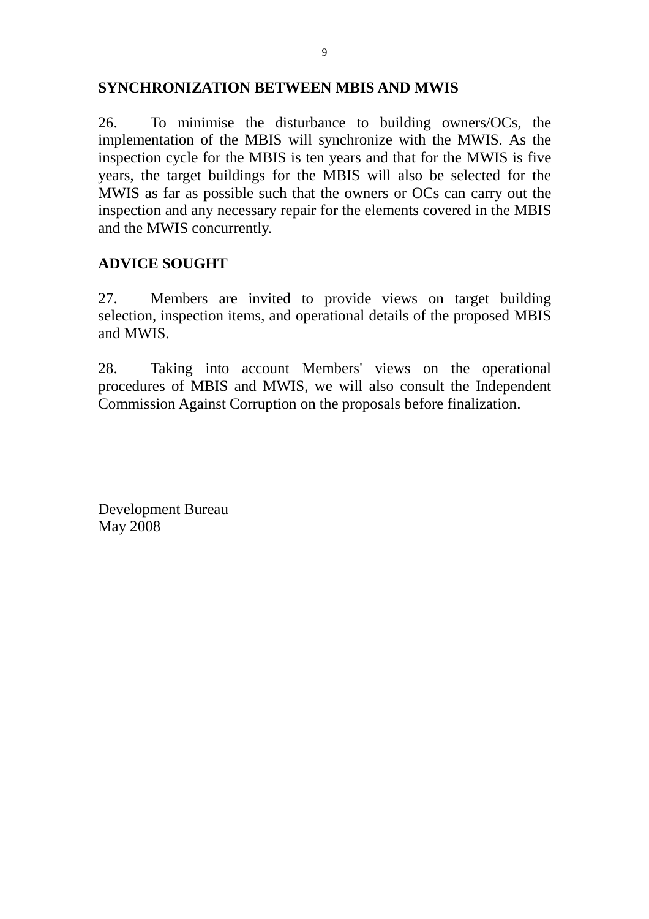**SYNCHRONIZATION BETWEEN MBIS AND MWIS**

26. To minimise the disturbance to building owners/OCs, the implementation of the MBIS will synchronize with the MWIS. As the inspection cycle for the MBIS is ten years and that for the MWIS is five years, the target buildings for the MBIS will also be selected for the MWIS as far as possible such that the owners or OCs can carry out the inspection and any necessary repair for the elements covered in the MBIS and the MWIS concurrently.

**ADVICE SOUGHT**

27. Members are invited to provide views on target building selection, inspection items, and operational details of the proposed MBIS and MWIS.

28. Taking into account Members' views on the operational procedures of MBIS and MWIS, we will also consult the Independent Commission Against Corruption on the proposals before finalization.

Development Bureau
May 2008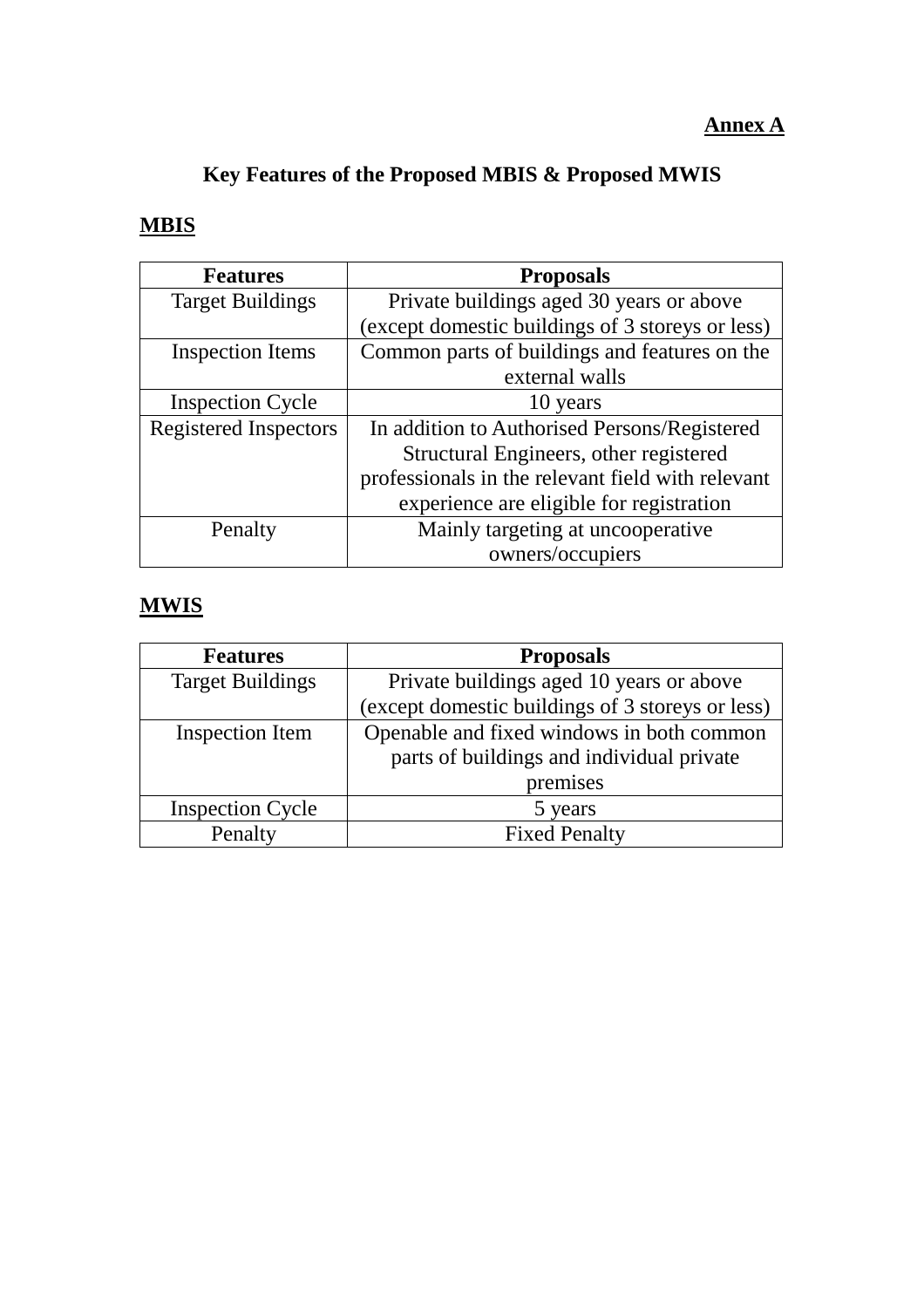**Annex A**

# Key Features of the Proposed MBIS & Proposed MWIS

## MBIS

| Features | Proposals |
|---|---|
| Target Buildings | Private buildings aged 30 years or above (except domestic buildings of 3 storeys or less) |
| Inspection Items | Common parts of buildings and features on the external walls |
| Inspection Cycle | 10 years |
| Registered Inspectors | In addition to Authorised Persons/Registered Structural Engineers, other registered professionals in the relevant field with relevant experience are eligible for registration |
| Penalty | Mainly targeting at uncooperative owners/occupiers |

## MWIS

| Features | Proposals |
|---|---|
| Target Buildings | Private buildings aged 10 years or above (except domestic buildings of 3 storeys or less) |
| Inspection Item | Openable and fixed windows in both common parts of buildings and individual private premises |
| Inspection Cycle | 5 years |
| Penalty | Fixed Penalty |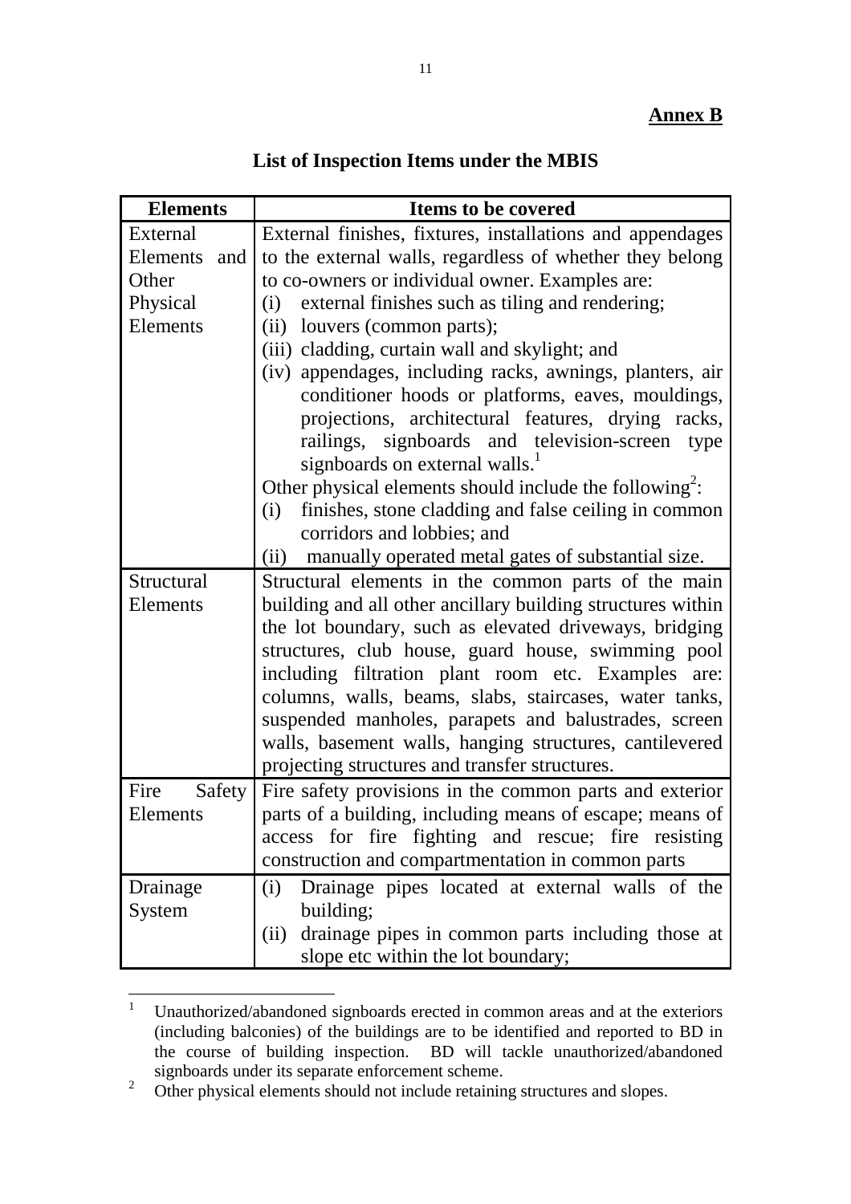**Annex B**

## List of Inspection Items under the MBIS

| Elements | Items to be covered |
|---|---|
| External Elements and Other Physical Elements | External finishes, fixtures, installations and appendages to the external walls, regardless of whether they belong to co-owners or individual owner. Examples are:<br>(i) external finishes such as tiling and rendering;<br>(ii) louvers (common parts);<br>(iii) cladding, curtain wall and skylight; and<br>(iv) appendages, including racks, awnings, planters, air conditioner hoods or platforms, eaves, mouldings, projections, architectural features, drying racks, railings, signboards and television-screen type signboards on external walls.[1]<br>Other physical elements should include the following[2]:<br>(i) finishes, stone cladding and false ceiling in common corridors and lobbies; and<br>(ii) manually operated metal gates of substantial size. |
| Structural Elements | Structural elements in the common parts of the main building and all other ancillary building structures within the lot boundary, such as elevated driveways, bridging structures, club house, guard house, swimming pool including filtration plant room etc. Examples are: columns, walls, beams, slabs, staircases, water tanks, suspended manholes, parapets and balustrades, screen walls, basement walls, hanging structures, cantilevered projecting structures and transfer structures. |
| Fire Safety Elements | Fire safety provisions in the common parts and exterior parts of a building, including means of escape; means of access for fire fighting and rescue; fire resisting construction and compartmentation in common parts |
| Drainage System | (i) Drainage pipes located at external walls of the building;<br>(ii) drainage pipes in common parts including those at slope etc within the lot boundary; |

[1] Unauthorized/abandoned signboards erected in common areas and at the exteriors (including balconies) of the buildings are to be identified and reported to BD in the course of building inspection. BD will tackle unauthorized/abandoned signboards under its separate enforcement scheme.

[2] Other physical elements should not include retaining structures and slopes.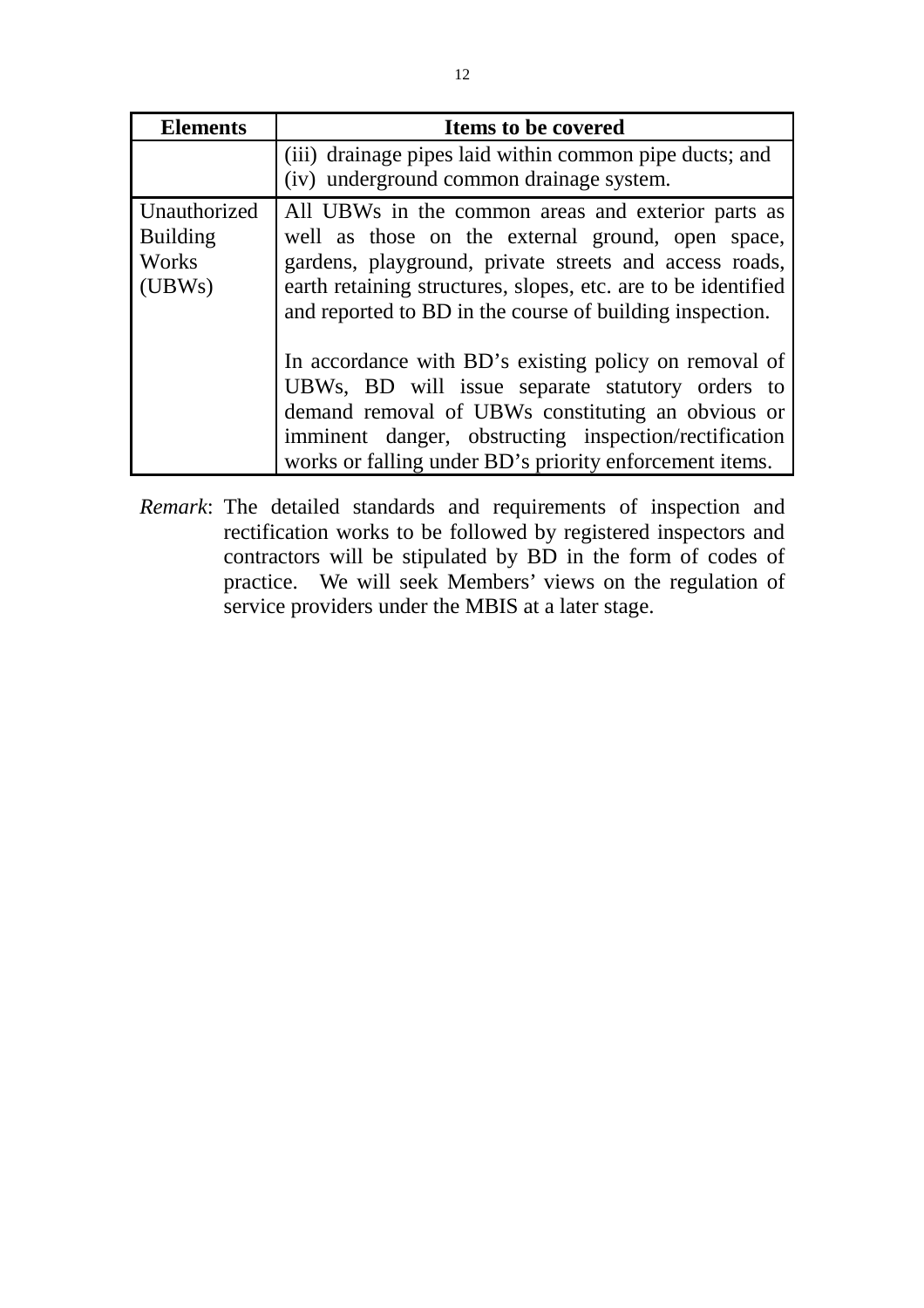| Elements | Items to be covered |
|---|---|
| | (iii) drainage pipes laid within common pipe ducts; and<br>(iv) underground common drainage system. |
| Unauthorized Building Works (UBWs) | All UBWs in the common areas and exterior parts as well as those on the external ground, open space, gardens, playground, private streets and access roads, earth retaining structures, slopes, etc. are to be identified and reported to BD in the course of building inspection.<br><br>In accordance with BD's existing policy on removal of UBWs, BD will issue separate statutory orders to demand removal of UBWs constituting an obvious or imminent danger, obstructing inspection/rectification works or falling under BD's priority enforcement items. |

*Remark*: The detailed standards and requirements of inspection and rectification works to be followed by registered inspectors and contractors will be stipulated by BD in the form of codes of practice. We will seek Members' views on the regulation of service providers under the MBIS at a later stage.